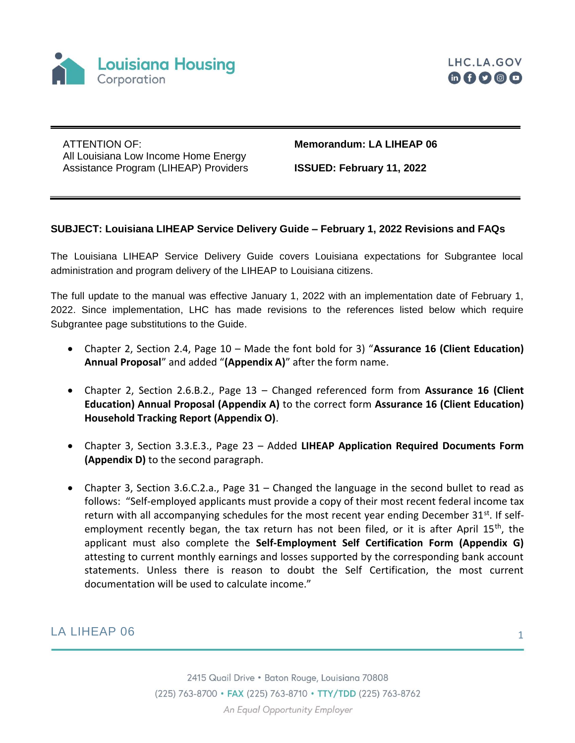Louisiana Housing Corporation

LHC.LA.GOV

---

ATTENTION OF:
All Louisiana Low Income Home Energy Assistance Program (LIHEAP) Providers

**Memorandum: LA LIHEAP 06**

**ISSUED: February 11, 2022**

---

**SUBJECT: Louisiana LIHEAP Service Delivery Guide – February 1, 2022 Revisions and FAQs**

The Louisiana LIHEAP Service Delivery Guide covers Louisiana expectations for Subgrantee local administration and program delivery of the LIHEAP to Louisiana citizens.

The full update to the manual was effective January 1, 2022 with an implementation date of February 1, 2022. Since implementation, LHC has made revisions to the references listed below which require Subgrantee page substitutions to the Guide.

- Chapter 2, Section 2.4, Page 10 – Made the font bold for 3) "**Assurance 16 (Client Education) Annual Proposal**" and added "**(Appendix A)**" after the form name.

- Chapter 2, Section 2.6.B.2., Page 13 – Changed referenced form from **Assurance 16 (Client Education) Annual Proposal (Appendix A)** to the correct form **Assurance 16 (Client Education) Household Tracking Report (Appendix O)**.

- Chapter 3, Section 3.3.E.3., Page 23 – Added **LIHEAP Application Required Documents Form (Appendix D)** to the second paragraph.

- Chapter 3, Section 3.6.C.2.a., Page 31 – Changed the language in the second bullet to read as follows: "Self-employed applicants must provide a copy of their most recent federal income tax return with all accompanying schedules for the most recent year ending December 31st. If self-employment recently began, the tax return has not been filed, or it is after April 15th, the applicant must also complete the **Self-Employment Self Certification Form (Appendix G)** attesting to current monthly earnings and losses supported by the corresponding bank account statements. Unless there is reason to doubt the Self Certification, the most current documentation will be used to calculate income."

2415 Quail Drive • Baton Rouge, Louisiana 70808
(225) 763-8700 • FAX (225) 763-8710 • TTY/TDD (225) 763-8762
*An Equal Opportunity Employer*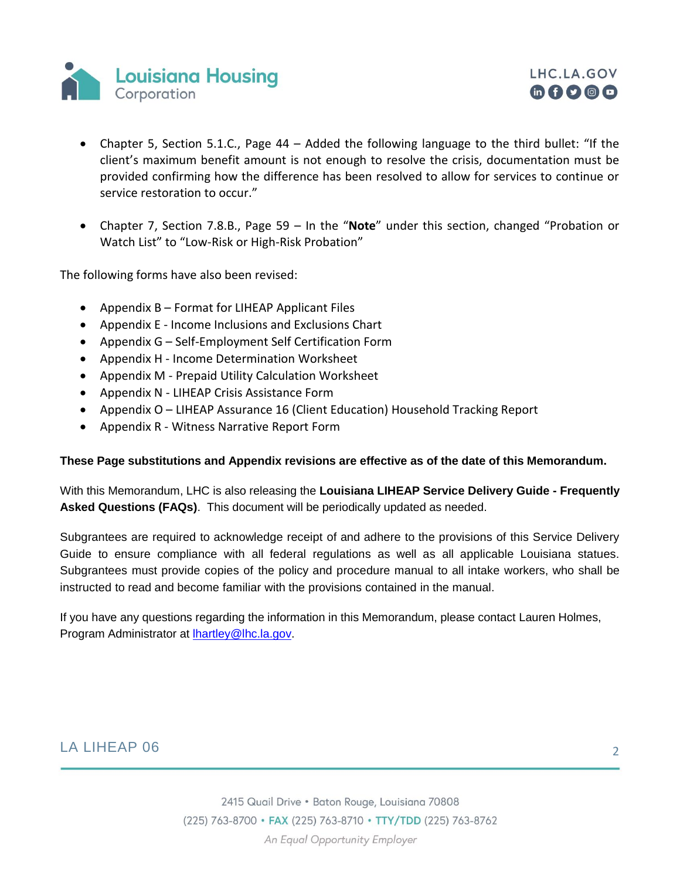- Chapter 5, Section 5.1.C., Page 44 – Added the following language to the third bullet: "If the client's maximum benefit amount is not enough to resolve the crisis, documentation must be provided confirming how the difference has been resolved to allow for services to continue or service restoration to occur."

- Chapter 7, Section 7.8.B., Page 59 – In the "**Note**" under this section, changed "Probation or Watch List" to "Low-Risk or High-Risk Probation"

The following forms have also been revised:

- Appendix B – Format for LIHEAP Applicant Files
- Appendix E - Income Inclusions and Exclusions Chart
- Appendix G – Self-Employment Self Certification Form
- Appendix H - Income Determination Worksheet
- Appendix M - Prepaid Utility Calculation Worksheet
- Appendix N - LIHEAP Crisis Assistance Form
- Appendix O – LIHEAP Assurance 16 (Client Education) Household Tracking Report
- Appendix R - Witness Narrative Report Form

**These Page substitutions and Appendix revisions are effective as of the date of this Memorandum.**

With this Memorandum, LHC is also releasing the **Louisiana LIHEAP Service Delivery Guide - Frequently Asked Questions (FAQs)**. This document will be periodically updated as needed.

Subgrantees are required to acknowledge receipt of and adhere to the provisions of this Service Delivery Guide to ensure compliance with all federal regulations as well as all applicable Louisiana statues. Subgrantees must provide copies of the policy and procedure manual to all intake workers, who shall be instructed to read and become familiar with the provisions contained in the manual.

If you have any questions regarding the information in this Memorandum, please contact Lauren Holmes, Program Administrator at lhartley@lhc.la.gov.